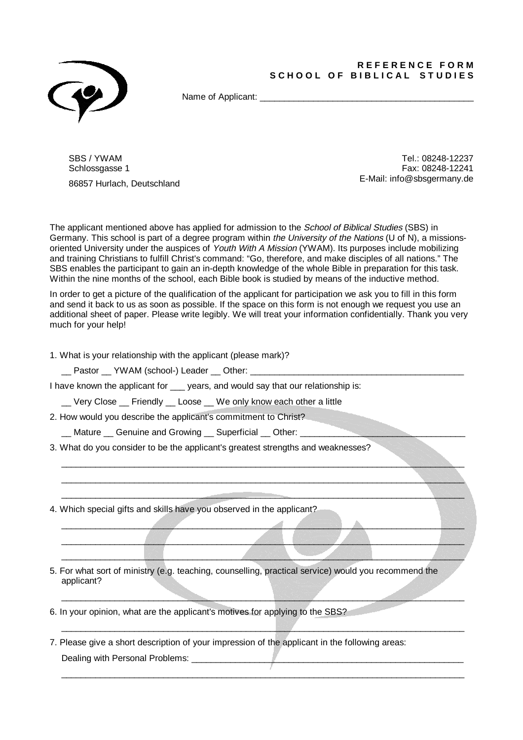# REFERENCE FORM
## SCHOOL OF BIBLICAL STUDIES

Name of Applicant: ___________________________________________

SBS / YWAM
Schlossgasse 1
86857 Hurlach, Deutschland

Tel.: 08248-12237
Fax: 08248-12241
E-Mail: info@sbsgermany.de

The applicant mentioned above has applied for admission to the *School of Biblical Studies* (SBS) in Germany. This school is part of a degree program within *the University of the Nations* (U of N), a missions-oriented University under the auspices of *Youth With A Mission* (YWAM). Its purposes include mobilizing and training Christians to fulfill Christ's command: "Go, therefore, and make disciples of all nations." The SBS enables the participant to gain an in-depth knowledge of the whole Bible in preparation for this task. Within the nine months of the school, each Bible book is studied by means of the inductive method.

In order to get a picture of the qualification of the applicant for participation we ask you to fill in this form and send it back to us as soon as possible. If the space on this form is not enough we request you use an additional sheet of paper. Please write legibly. We will treat your information confidentially. Thank you very much for your help!

1. What is your relationship with the applicant (please mark)?

   __ Pastor __ YWAM (school-) Leader __ Other: ___________________________________________

I have known the applicant for ___ years, and would say that our relationship is:

   __ Very Close __ Friendly __ Loose __ We only know each other a little

2. How would you describe the applicant's commitment to Christ?

   __ Mature __ Genuine and Growing __ Superficial __ Other: _________________________________

3. What do you consider to be the applicant's greatest strengths and weaknesses?

   _____________________________________________________________________________________

   _____________________________________________________________________________________

   _____________________________________________________________________________________

4. Which special gifts and skills have you observed in the applicant?

   _____________________________________________________________________________________

   _____________________________________________________________________________________

   _____________________________________________________________________________________

5. For what sort of ministry (e.g. teaching, counselling, practical service) would you recommend the applicant?

   _____________________________________________________________________________________

6. In your opinion, what are the applicant's motives for applying to the SBS?

   _____________________________________________________________________________________

7. Please give a short description of your impression of the applicant in the following areas:

   Dealing with Personal Problems: ______________________________________________________

   _____________________________________________________________________________________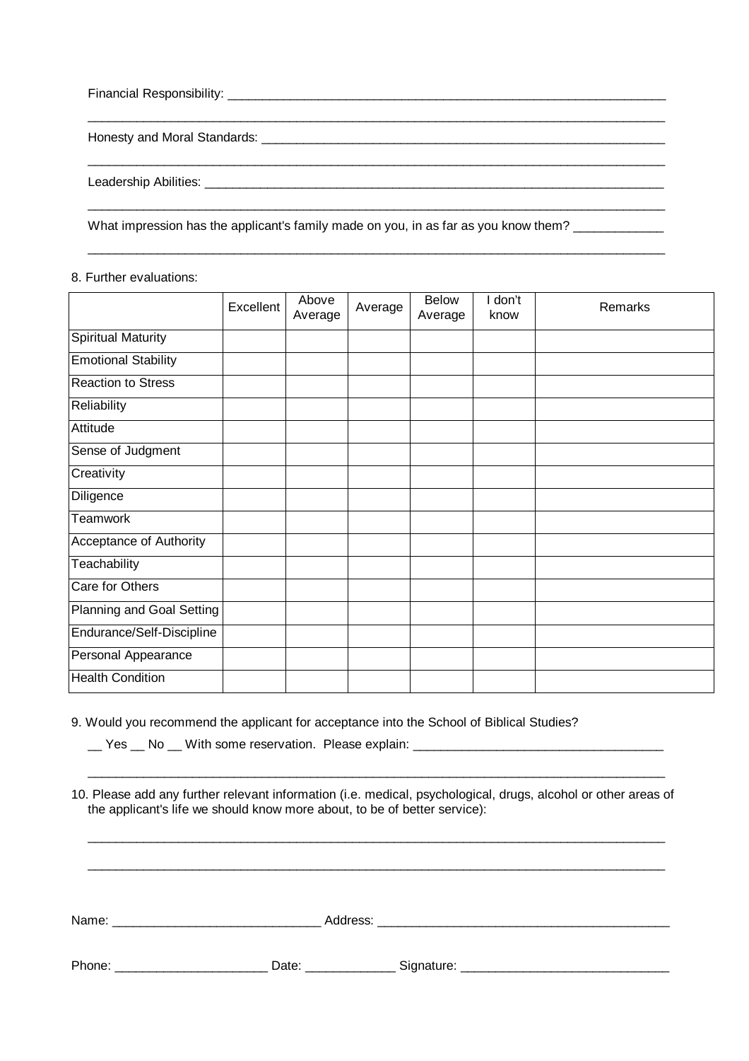Financial Responsibility: ____________________________________________________________

_____________________________________________________________________________

Honesty and Moral Standards: _________________________________________________

_____________________________________________________________________________

Leadership Abilities: _______________________________________________________________

_____________________________________________________________________________

What impression has the applicant's family made on you, in as far as you know them? ____________

_____________________________________________________________________________

8. Further evaluations:

| | Excellent | Above Average | Average | Below Average | I don't know | Remarks |
|---|---|---|---|---|---|---|
| Spiritual Maturity | | | | | | |
| Emotional Stability | | | | | | |
| Reaction to Stress | | | | | | |
| Reliability | | | | | | |
| Attitude | | | | | | |
| Sense of Judgment | | | | | | |
| Creativity | | | | | | |
| Diligence | | | | | | |
| Teamwork | | | | | | |
| Acceptance of Authority | | | | | | |
| Teachability | | | | | | |
| Care for Others | | | | | | |
| Planning and Goal Setting | | | | | | |
| Endurance/Self-Discipline | | | | | | |
| Personal Appearance | | | | | | |
| Health Condition | | | | | | |

9. Would you recommend the applicant for acceptance into the School of Biblical Studies?

__ Yes __ No __ With some reservation. Please explain: ___________________________________

_____________________________________________________________________________

10. Please add any further relevant information (i.e. medical, psychological, drugs, alcohol or other areas of the applicant's life we should know more about, to be of better service):

_____________________________________________________________________________

_____________________________________________________________________________

Name: _____________________________ Address: __________________________________________

Phone: _____________________ Date: _____________ Signature: ______________________________